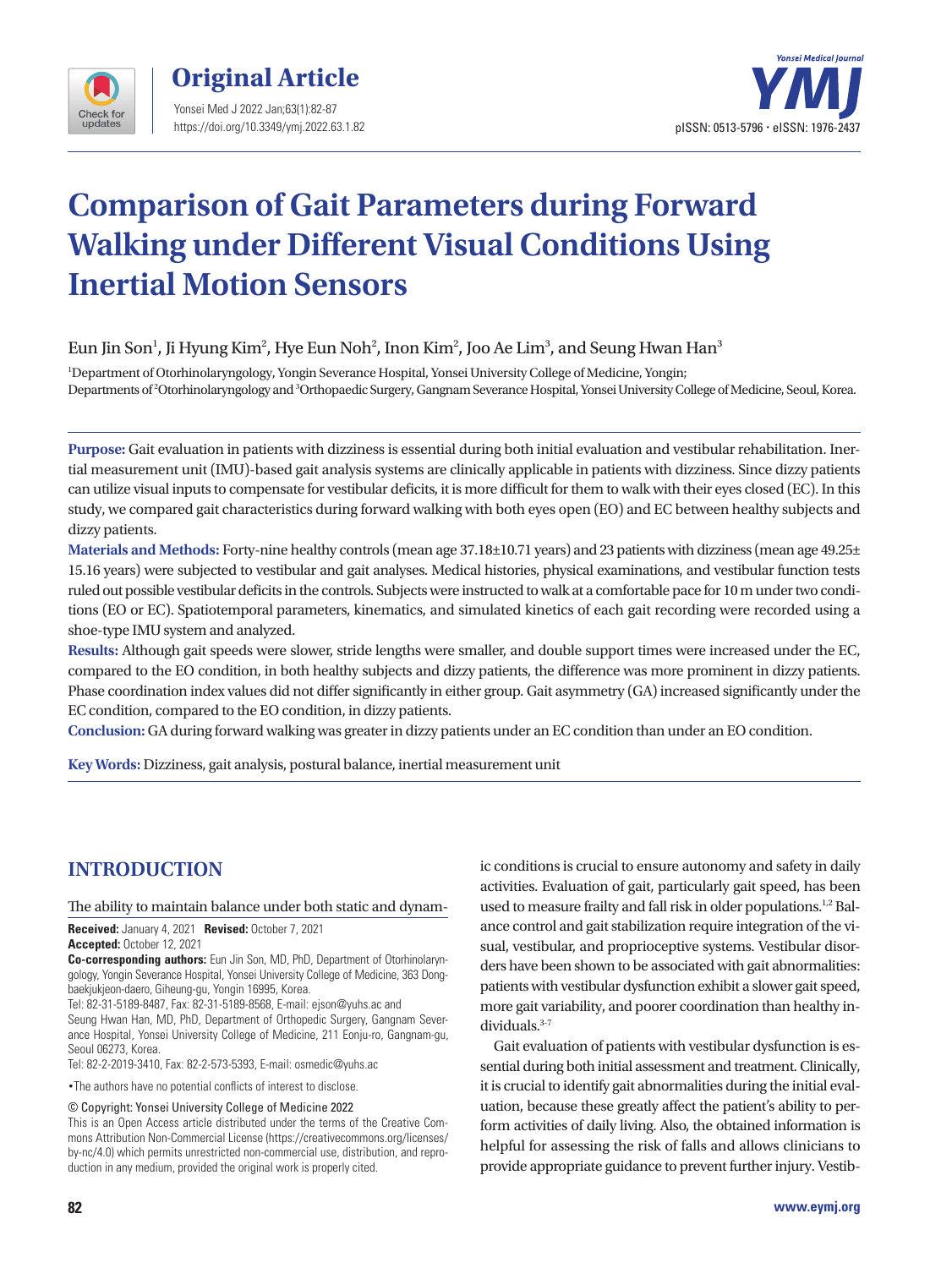# Comparison of Gait Parameters during Forward Walking under Different Visual Conditions Using Inertial Motion Sensors

Eun Jin Son[1], Ji Hyung Kim[2], Hye Eun Noh[2], Inon Kim[2], Joo Ae Lim[3], and Seung Hwan Han[3]

[1]Department of Otorhinolaryngology, Yongin Severance Hospital, Yonsei University College of Medicine, Yongin;
Departments of [2]Otorhinolaryngology and [3]Orthopaedic Surgery, Gangnam Severance Hospital, Yonsei University College of Medicine, Seoul, Korea.

**Purpose:** Gait evaluation in patients with dizziness is essential during both initial evaluation and vestibular rehabilitation. Inertial measurement unit (IMU)-based gait analysis systems are clinically applicable in patients with dizziness. Since dizzy patients can utilize visual inputs to compensate for vestibular deficits, it is more difficult for them to walk with their eyes closed (EC). In this study, we compared gait characteristics during forward walking with both eyes open (EO) and EC between healthy subjects and dizzy patients.

**Materials and Methods:** Forty-nine healthy controls (mean age 37.18±10.71 years) and 23 patients with dizziness (mean age 49.25±15.16 years) were subjected to vestibular and gait analyses. Medical histories, physical examinations, and vestibular function tests ruled out possible vestibular deficits in the controls. Subjects were instructed to walk at a comfortable pace for 10 m under two conditions (EO or EC). Spatiotemporal parameters, kinematics, and simulated kinetics of each gait recording were recorded using a shoe-type IMU system and analyzed.

**Results:** Although gait speeds were slower, stride lengths were smaller, and double support times were increased under the EC, compared to the EO condition, in both healthy subjects and dizzy patients, the difference was more prominent in dizzy patients. Phase coordination index values did not differ significantly in either group. Gait asymmetry (GA) increased significantly under the EC condition, compared to the EO condition, in dizzy patients.

**Conclusion:** GA during forward walking was greater in dizzy patients under an EC condition than under an EO condition.

**Key Words:** Dizziness, gait analysis, postural balance, inertial measurement unit

## INTRODUCTION

The ability to maintain balance under both static and dynamic conditions is crucial to ensure autonomy and safety in daily activities. Evaluation of gait, particularly gait speed, has been used to measure frailty and fall risk in older populations.[1,2] Balance control and gait stabilization require integration of the visual, vestibular, and proprioceptive systems. Vestibular disorders have been shown to be associated with gait abnormalities: patients with vestibular dysfunction exhibit a slower gait speed, more gait variability, and poorer coordination than healthy individuals.[3-7]

Gait evaluation of patients with vestibular dysfunction is essential during both initial assessment and treatment. Clinically, it is crucial to identify gait abnormalities during the initial evaluation, because these greatly affect the patient's ability to perform activities of daily living. Also, the obtained information is helpful for assessing the risk of falls and allows clinicians to provide appropriate guidance to prevent further injury. Vestib-

**Received:** January 4, 2021 **Revised:** October 7, 2021
**Accepted:** October 12, 2021
**Co-corresponding authors:** Eun Jin Son, MD, PhD, Department of Otorhinolaryngology, Yongin Severance Hospital, Yonsei University College of Medicine, 363 Dongbaekjukjeon-daero, Giheung-gu, Yongin 16995, Korea.
Tel: 82-31-5189-8487, Fax: 82-31-5189-8568, E-mail: ejson@yuhs.ac and
Seung Hwan Han, MD, PhD, Department of Orthopedic Surgery, Gangnam Severance Hospital, Yonsei University College of Medicine, 211 Eonju-ro, Gangnam-gu, Seoul 06273, Korea.
Tel: 82-2-2019-3410, Fax: 82-2-573-5393, E-mail: osmedic@yuhs.ac

•The authors have no potential conflicts of interest to disclose.

© Copyright: Yonsei University College of Medicine 2022
This is an Open Access article distributed under the terms of the Creative Commons Attribution Non-Commercial License (https://creativecommons.org/licenses/by-nc/4.0) which permits unrestricted non-commercial use, distribution, and reproduction in any medium, provided the original work is properly cited.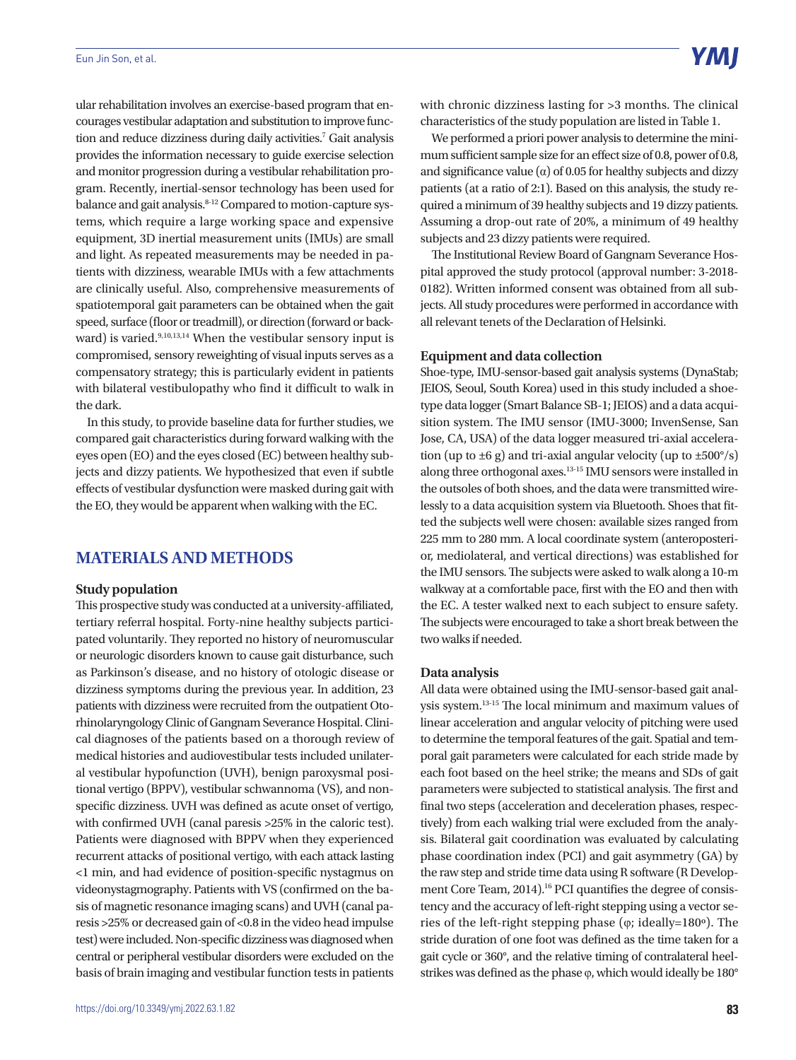ular rehabilitation involves an exercise-based program that encourages vestibular adaptation and substitution to improve function and reduce dizziness during daily activities.[7] Gait analysis provides the information necessary to guide exercise selection and monitor progression during a vestibular rehabilitation program. Recently, inertial-sensor technology has been used for balance and gait analysis.[8-12] Compared to motion-capture systems, which require a large working space and expensive equipment, 3D inertial measurement units (IMUs) are small and light. As repeated measurements may be needed in patients with dizziness, wearable IMUs with a few attachments are clinically useful. Also, comprehensive measurements of spatiotemporal gait parameters can be obtained when the gait speed, surface (floor or treadmill), or direction (forward or backward) is varied.[9,10,13,14] When the vestibular sensory input is compromised, sensory reweighting of visual inputs serves as a compensatory strategy; this is particularly evident in patients with bilateral vestibulopathy who find it difficult to walk in the dark.

In this study, to provide baseline data for further studies, we compared gait characteristics during forward walking with the eyes open (EO) and the eyes closed (EC) between healthy subjects and dizzy patients. We hypothesized that even if subtle effects of vestibular dysfunction were masked during gait with the EO, they would be apparent when walking with the EC.

## MATERIALS AND METHODS

### Study population

This prospective study was conducted at a university-affiliated, tertiary referral hospital. Forty-nine healthy subjects participated voluntarily. They reported no history of neuromuscular or neurologic disorders known to cause gait disturbance, such as Parkinson's disease, and no history of otologic disease or dizziness symptoms during the previous year. In addition, 23 patients with dizziness were recruited from the outpatient Otorhinolaryngology Clinic of Gangnam Severance Hospital. Clinical diagnoses of the patients based on a thorough review of medical histories and audiovestibular tests included unilateral vestibular hypofunction (UVH), benign paroxysmal positional vertigo (BPPV), vestibular schwannoma (VS), and nonspecific dizziness. UVH was defined as acute onset of vertigo, with confirmed UVH (canal paresis >25% in the caloric test). Patients were diagnosed with BPPV when they experienced recurrent attacks of positional vertigo, with each attack lasting <1 min, and had evidence of position-specific nystagmus on videonystagmography. Patients with VS (confirmed on the basis of magnetic resonance imaging scans) and UVH (canal paresis >25% or decreased gain of <0.8 in the video head impulse test) were included. Non-specific dizziness was diagnosed when central or peripheral vestibular disorders were excluded on the basis of brain imaging and vestibular function tests in patients with chronic dizziness lasting for >3 months. The clinical characteristics of the study population are listed in Table 1.

We performed a priori power analysis to determine the minimum sufficient sample size for an effect size of 0.8, power of 0.8, and significance value ($\alpha$) of 0.05 for healthy subjects and dizzy patients (at a ratio of 2:1). Based on this analysis, the study required a minimum of 39 healthy subjects and 19 dizzy patients. Assuming a drop-out rate of 20%, a minimum of 49 healthy subjects and 23 dizzy patients were required.

The Institutional Review Board of Gangnam Severance Hospital approved the study protocol (approval number: 3-2018-0182). Written informed consent was obtained from all subjects. All study procedures were performed in accordance with all relevant tenets of the Declaration of Helsinki.

### Equipment and data collection

Shoe-type, IMU-sensor-based gait analysis systems (DynaStab; JEIOS, Seoul, South Korea) used in this study included a shoe-type data logger (Smart Balance SB-1; JEIOS) and a data acquisition system. The IMU sensor (IMU-3000; InvenSense, San Jose, CA, USA) of the data logger measured tri-axial acceleration (up to ±6 g) and tri-axial angular velocity (up to ±500°/s) along three orthogonal axes.[13-15] IMU sensors were installed in the outsoles of both shoes, and the data were transmitted wirelessly to a data acquisition system via Bluetooth. Shoes that fitted the subjects well were chosen: available sizes ranged from 225 mm to 280 mm. A local coordinate system (anteroposterior, mediolateral, and vertical directions) was established for the IMU sensors. The subjects were asked to walk along a 10-m walkway at a comfortable pace, first with the EO and then with the EC. A tester walked next to each subject to ensure safety. The subjects were encouraged to take a short break between the two walks if needed.

### Data analysis

All data were obtained using the IMU-sensor-based gait analysis system.[13-15] The local minimum and maximum values of linear acceleration and angular velocity of pitching were used to determine the temporal features of the gait. Spatial and temporal gait parameters were calculated for each stride made by each foot based on the heel strike; the means and SDs of gait parameters were subjected to statistical analysis. The first and final two steps (acceleration and deceleration phases, respectively) from each walking trial were excluded from the analysis. Bilateral gait coordination was evaluated by calculating phase coordination index (PCI) and gait asymmetry (GA) by the raw step and stride time data using R software (R Development Core Team, 2014).[16] PCI quantifies the degree of consistency and the accuracy of left-right stepping using a vector series of the left-right stepping phase ($\varphi$; ideally=180°). The stride duration of one foot was defined as the time taken for a gait cycle or 360°, and the relative timing of contralateral heel-strikes was defined as the phase $\varphi$, which would ideally be 180°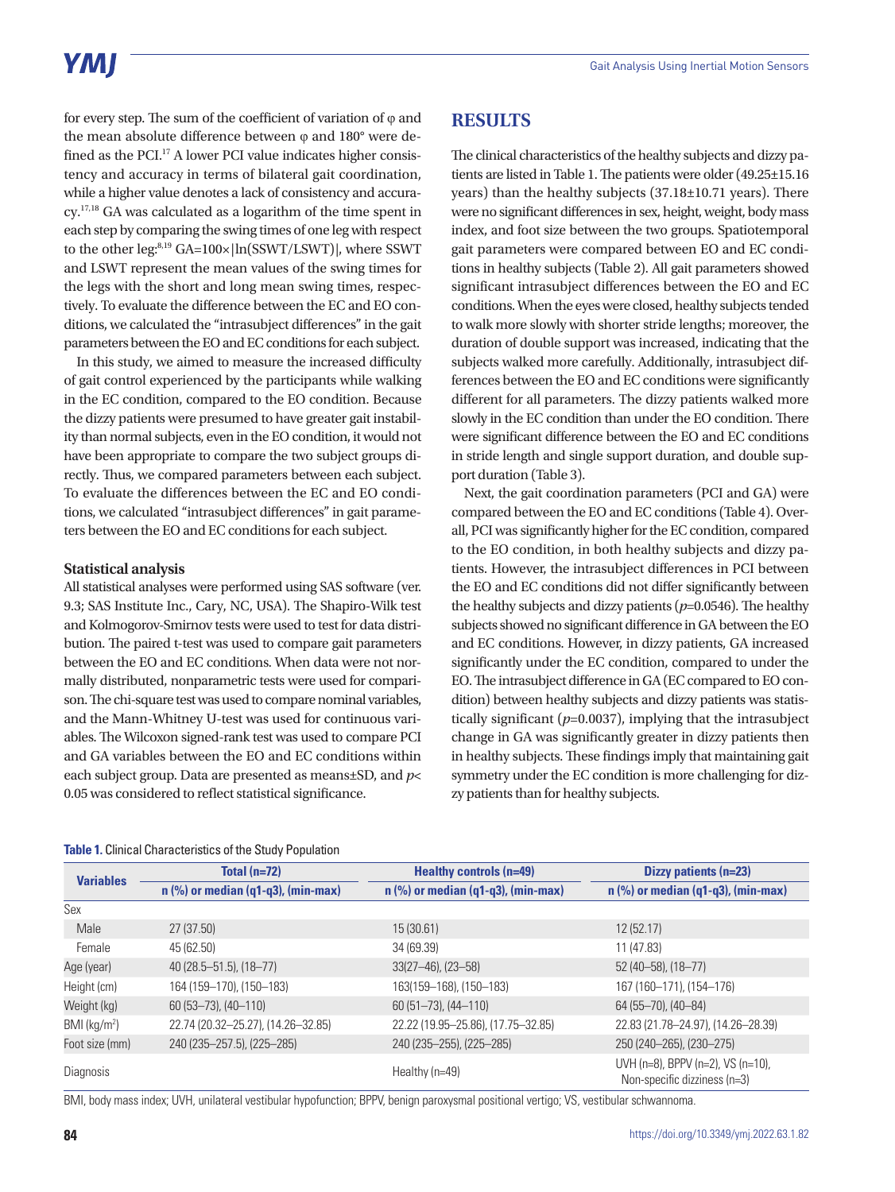for every step. The sum of the coefficient of variation of φ and the mean absolute difference between φ and 180° were defined as the PCI.[17] A lower PCI value indicates higher consistency and accuracy in terms of bilateral gait coordination, while a higher value denotes a lack of consistency and accuracy.[17,18] GA was calculated as a logarithm of the time spent in each step by comparing the swing times of one leg with respect to the other leg:[8,19] $GA=100\times|\ln(SSWT/LSWT)|$, where SSWT and LSWT represent the mean values of the swing times for the legs with the short and long mean swing times, respectively. To evaluate the difference between the EC and EO conditions, we calculated the "intrasubject differences" in the gait parameters between the EO and EC conditions for each subject.

In this study, we aimed to measure the increased difficulty of gait control experienced by the participants while walking in the EC condition, compared to the EO condition. Because the dizzy patients were presumed to have greater gait instability than normal subjects, even in the EO condition, it would not have been appropriate to compare the two subject groups directly. Thus, we compared parameters between each subject. To evaluate the differences between the EC and EO conditions, we calculated "intrasubject differences" in gait parameters between the EO and EC conditions for each subject.

### Statistical analysis

All statistical analyses were performed using SAS software (ver. 9.3; SAS Institute Inc., Cary, NC, USA). The Shapiro-Wilk test and Kolmogorov-Smirnov tests were used to test for data distribution. The paired t-test was used to compare gait parameters between the EO and EC conditions. When data were not normally distributed, nonparametric tests were used for comparison. The chi-square test was used to compare nominal variables, and the Mann-Whitney U-test was used for continuous variables. The Wilcoxon signed-rank test was used to compare PCI and GA variables between the EO and EC conditions within each subject group. Data are presented as means±SD, and $p<0.05$ was considered to reflect statistical significance.

## RESULTS

The clinical characteristics of the healthy subjects and dizzy patients are listed in Table 1. The patients were older (49.25±15.16 years) than the healthy subjects (37.18±10.71 years). There were no significant differences in sex, height, weight, body mass index, and foot size between the two groups. Spatiotemporal gait parameters were compared between EO and EC conditions in healthy subjects (Table 2). All gait parameters showed significant intrasubject differences between the EO and EC conditions. When the eyes were closed, healthy subjects tended to walk more slowly with shorter stride lengths; moreover, the duration of double support was increased, indicating that the subjects walked more carefully. Additionally, intrasubject differences between the EO and EC conditions were significantly different for all parameters. The dizzy patients walked more slowly in the EC condition than under the EO condition. There were significant difference between the EO and EC conditions in stride length and single support duration, and double support duration (Table 3).

Next, the gait coordination parameters (PCI and GA) were compared between the EO and EC conditions (Table 4). Overall, PCI was significantly higher for the EC condition, compared to the EO condition, in both healthy subjects and dizzy patients. However, the intrasubject differences in PCI between the EO and EC conditions did not differ significantly between the healthy subjects and dizzy patients ($p$=0.0546). The healthy subjects showed no significant difference in GA between the EO and EC conditions. However, in dizzy patients, GA increased significantly under the EC condition, compared to under the EO. The intrasubject difference in GA (EC compared to EO condition) between healthy subjects and dizzy patients was statistically significant ($p$=0.0037), implying that the intrasubject change in GA was significantly greater in dizzy patients then in healthy subjects. These findings imply that maintaining gait symmetry under the EC condition is more challenging for dizzy patients than for healthy subjects.

**Table 1.** Clinical Characteristics of the Study Population

| Variables | Total (n=72) | Healthy controls (n=49) | Dizzy patients (n=23) |
|---|---|---|---|
| | n (%) or median (q1-q3), (min-max) | n (%) or median (q1-q3), (min-max) | n (%) or median (q1-q3), (min-max) |
| Sex | | | |
| Male | 27 (37.50) | 15 (30.61) | 12 (52.17) |
| Female | 45 (62.50) | 34 (69.39) | 11 (47.83) |
| Age (year) | 40 (28.5–51.5), (18–77) | 33(27–46), (23–58) | 52 (40–58), (18–77) |
| Height (cm) | 164 (159–170), (150–183) | 163(159–168), (150–183) | 167 (160–171), (154–176) |
| Weight (kg) | 60 (53–73), (40–110) | 60 (51–73), (44–110) | 64 (55–70), (40–84) |
| BMI (kg/m²) | 22.74 (20.32–25.27), (14.26–32.85) | 22.22 (19.95–25.86), (17.75–32.85) | 22.83 (21.78–24.97), (14.26–28.39) |
| Foot size (mm) | 240 (235–257.5), (225–285) | 240 (235–255), (225–285) | 250 (240–265), (230–275) |
| Diagnosis | | Healthy (n=49) | UVH (n=8), BPPV (n=2), VS (n=10), Non-specific dizziness (n=3) |

BMI, body mass index; UVH, unilateral vestibular hypofunction; BPPV, benign paroxysmal positional vertigo; VS, vestibular schwannoma.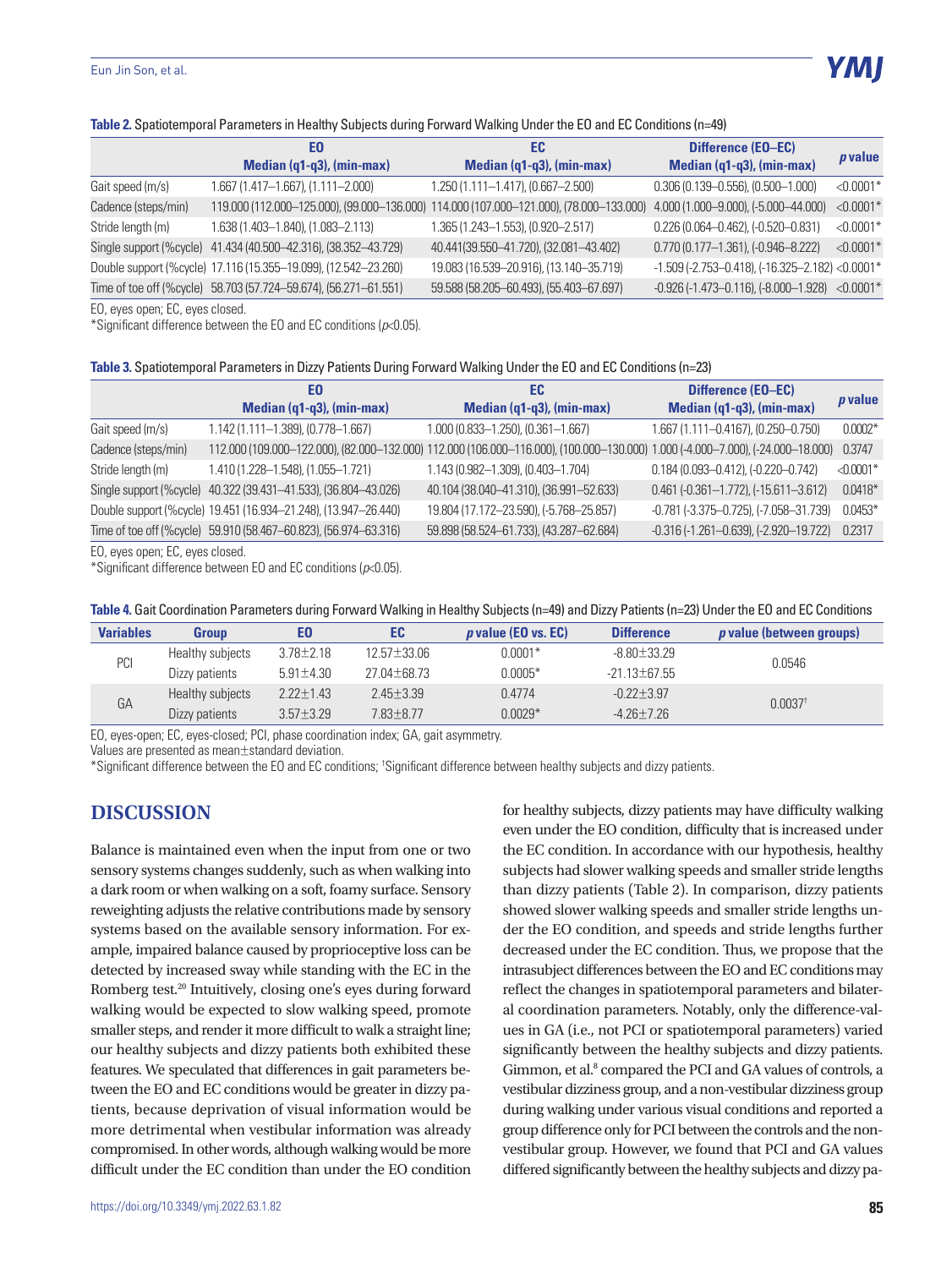**Table 2.** Spatiotemporal Parameters in Healthy Subjects during Forward Walking Under the EO and EC Conditions (n=49)

| | EO<br>Median (q1-q3), (min-max) | EC<br>Median (q1-q3), (min-max) | Difference (EO–EC)<br>Median (q1-q3), (min-max) | *p* value |
|---|---|---|---|---|
| Gait speed (m/s) | 1.667 (1.417–1.667), (1.111–2.000) | 1.250 (1.111–1.417), (0.667–2.500) | 0.306 (0.139–0.556), (0.500–1.000) | <0.0001* |
| Cadence (steps/min) | 119.000 (112.000–125.000), (99.000–136.000) | 114.000 (107.000–121.000), (78.000–133.000) | 4.000 (1.000–9.000), (-5.000–44.000) | <0.0001* |
| Stride length (m) | 1.638 (1.403–1.840), (1.083–2.113) | 1.365 (1.243–1.553), (0.920–2.517) | 0.226 (0.064–0.462), (-0.520–0.831) | <0.0001* |
| Single support (%cycle) | 41.434 (40.500–42.316), (38.352–43.729) | 40.441(39.550–41.720), (32.081–43.402) | 0.770 (0.177–1.361), (-0.946–8.222) | <0.0001* |
| Double support (%cycle) | 17.116 (15.355–19.099), (12.542–23.260) | 19.083 (16.539–20.916), (13.140–35.719) | -1.509 (-2.753–0.418), (-16.325–2.182) | <0.0001* |
| Time of toe off (%cycle) | 58.703 (57.724–59.674), (56.271–61.551) | 59.588 (58.205–60.493), (55.403–67.697) | -0.926 (-1.473–0.116), (-8.000–1.928) | <0.0001* |

EO, eyes open; EC, eyes closed.
*Significant difference between the EO and EC conditions ($p<0.05$).

**Table 3.** Spatiotemporal Parameters in Dizzy Patients During Forward Walking Under the EO and EC Conditions (n=23)

| | EO<br>Median (q1-q3), (min-max) | EC<br>Median (q1-q3), (min-max) | Difference (EO–EC)<br>Median (q1-q3), (min-max) | *p* value |
|---|---|---|---|---|
| Gait speed (m/s) | 1.142 (1.111–1.389), (0.778–1.667) | 1.000 (0.833–1.250), (0.361–1.667) | 1.667 (1.111–0.4167), (0.250–0.750) | 0.0002* |
| Cadence (steps/min) | 112.000 (109.000–122.000), (82.000–132.000) | 112.000 (106.000–116.000), (100.000–130.000) | 1.000 (-4.000–7.000), (-24.000–18.000) | 0.3747 |
| Stride length (m) | 1.410 (1.228–1.548), (1.055–1.721) | 1.143 (0.982–1.309), (0.403–1.704) | 0.184 (0.093–0.412), (-0.220–0.742) | <0.0001* |
| Single support (%cycle) | 40.322 (39.431–41.533), (36.804–43.026) | 40.104 (38.040–41.310), (36.991–52.633) | 0.461 (-0.361–1.772), (-15.611–3.612) | 0.0418* |
| Double support (%cycle) | 19.451 (16.934–21.248), (13.947–26.440) | 19.804 (17.172–23.590), (-5.768–25.857) | -0.781 (-3.375–0.725), (-7.058–31.739) | 0.0453* |
| Time of toe off (%cycle) | 59.910 (58.467–60.823), (56.974–63.316) | 59.898 (58.524–61.733), (43.287–62.684) | -0.316 (-1.261–0.639), (-2.920–19.722) | 0.2317 |

EO, eyes open; EC, eyes closed.
*Significant difference between EO and EC conditions ($p<0.05$).

**Table 4.** Gait Coordination Parameters during Forward Walking in Healthy Subjects (n=49) and Dizzy Patients (n=23) Under the EO and EC Conditions

| Variables | Group | EO | EC | *p* value (EO vs. EC) | Difference | *p* value (between groups) |
|---|---|---|---|---|---|---|
| PCI | Healthy subjects | 3.78±2.18 | 12.57±33.06 | 0.0001* | -8.80±33.29 | 0.0546 |
| | Dizzy patients | 5.91±4.30 | 27.04±68.73 | 0.0005* | -21.13±67.55 | |
| GA | Healthy subjects | 2.22±1.43 | 2.45±3.39 | 0.4774 | -0.22±3.97 | 0.0037[†] |
| | Dizzy patients | 3.57±3.29 | 7.83±8.77 | 0.0029* | -4.26±7.26 | |

EO, eyes-open; EC, eyes-closed; PCI, phase coordination index; GA, gait asymmetry.
Values are presented as mean±standard deviation.
*Significant difference between the EO and EC conditions; [†]Significant difference between healthy subjects and dizzy patients.

## DISCUSSION

Balance is maintained even when the input from one or two sensory systems changes suddenly, such as when walking into a dark room or when walking on a soft, foamy surface. Sensory reweighting adjusts the relative contributions made by sensory systems based on the available sensory information. For example, impaired balance caused by proprioceptive loss can be detected by increased sway while standing with the EC in the Romberg test.[20] Intuitively, closing one's eyes during forward walking would be expected to slow walking speed, promote smaller steps, and render it more difficult to walk a straight line; our healthy subjects and dizzy patients both exhibited these features. We speculated that differences in gait parameters between the EO and EC conditions would be greater in dizzy patients, because deprivation of visual information would be more detrimental when vestibular information was already compromised. In other words, although walking would be more difficult under the EC condition than under the EO condition for healthy subjects, dizzy patients may have difficulty walking even under the EO condition, difficulty that is increased under the EC condition. In accordance with our hypothesis, healthy subjects had slower walking speeds and smaller stride lengths than dizzy patients (Table 2). In comparison, dizzy patients showed slower walking speeds and smaller stride lengths under the EO condition, and speeds and stride lengths further decreased under the EC condition. Thus, we propose that the intrasubject differences between the EO and EC conditions may reflect the changes in spatiotemporal parameters and bilateral coordination parameters. Notably, only the difference-values in GA (i.e., not PCI or spatiotemporal parameters) varied significantly between the healthy subjects and dizzy patients. Gimmon, et al.[8] compared the PCI and GA values of controls, a vestibular dizziness group, and a non-vestibular dizziness group during walking under various visual conditions and reported a group difference only for PCI between the controls and the non-vestibular group. However, we found that PCI and GA values differed significantly between the healthy subjects and dizzy pa-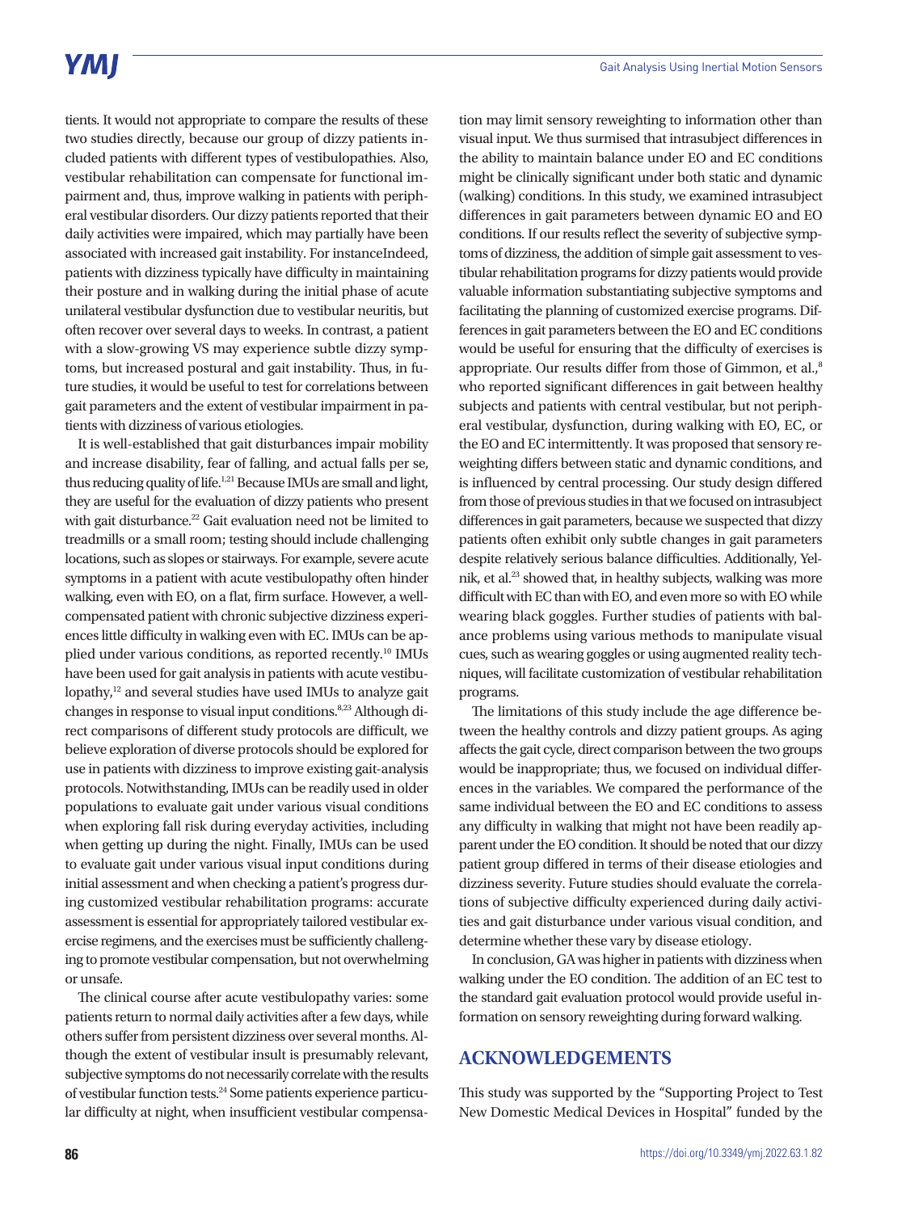tients. It would not appropriate to compare the results of these two studies directly, because our group of dizzy patients included patients with different types of vestibulopathies. Also, vestibular rehabilitation can compensate for functional impairment and, thus, improve walking in patients with peripheral vestibular disorders. Our dizzy patients reported that their daily activities were impaired, which may partially have been associated with increased gait instability. For instanceIndeed, patients with dizziness typically have difficulty in maintaining their posture and in walking during the initial phase of acute unilateral vestibular dysfunction due to vestibular neuritis, but often recover over several days to weeks. In contrast, a patient with a slow-growing VS may experience subtle dizzy symptoms, but increased postural and gait instability. Thus, in future studies, it would be useful to test for correlations between gait parameters and the extent of vestibular impairment in patients with dizziness of various etiologies.

It is well-established that gait disturbances impair mobility and increase disability, fear of falling, and actual falls per se, thus reducing quality of life.[1,21] Because IMUs are small and light, they are useful for the evaluation of dizzy patients who present with gait disturbance.[22] Gait evaluation need not be limited to treadmills or a small room; testing should include challenging locations, such as slopes or stairways. For example, severe acute symptoms in a patient with acute vestibulopathy often hinder walking, even with EO, on a flat, firm surface. However, a well-compensated patient with chronic subjective dizziness experiences little difficulty in walking even with EC. IMUs can be applied under various conditions, as reported recently.[10] IMUs have been used for gait analysis in patients with acute vestibulopathy,[12] and several studies have used IMUs to analyze gait changes in response to visual input conditions.[8,23] Although direct comparisons of different study protocols are difficult, we believe exploration of diverse protocols should be explored for use in patients with dizziness to improve existing gait-analysis protocols. Notwithstanding, IMUs can be readily used in older populations to evaluate gait under various visual conditions when exploring fall risk during everyday activities, including when getting up during the night. Finally, IMUs can be used to evaluate gait under various visual input conditions during initial assessment and when checking a patient's progress during customized vestibular rehabilitation programs: accurate assessment is essential for appropriately tailored vestibular exercise regimens, and the exercises must be sufficiently challenging to promote vestibular compensation, but not overwhelming or unsafe.

The clinical course after acute vestibulopathy varies: some patients return to normal daily activities after a few days, while others suffer from persistent dizziness over several months. Although the extent of vestibular insult is presumably relevant, subjective symptoms do not necessarily correlate with the results of vestibular function tests.[24] Some patients experience particular difficulty at night, when insufficient vestibular compensation may limit sensory reweighting to information other than visual input. We thus surmised that intrasubject differences in the ability to maintain balance under EO and EC conditions might be clinically significant under both static and dynamic (walking) conditions. In this study, we examined intrasubject differences in gait parameters between dynamic EO and EO conditions. If our results reflect the severity of subjective symptoms of dizziness, the addition of simple gait assessment to vestibular rehabilitation programs for dizzy patients would provide valuable information substantiating subjective symptoms and facilitating the planning of customized exercise programs. Differences in gait parameters between the EO and EC conditions would be useful for ensuring that the difficulty of exercises is appropriate. Our results differ from those of Gimmon, et al.,[8] who reported significant differences in gait between healthy subjects and patients with central vestibular, but not peripheral vestibular, dysfunction, during walking with EO, EC, or the EO and EC intermittently. It was proposed that sensory reweighting differs between static and dynamic conditions, and is influenced by central processing. Our study design differed from those of previous studies in that we focused on intrasubject differences in gait parameters, because we suspected that dizzy patients often exhibit only subtle changes in gait parameters despite relatively serious balance difficulties. Additionally, Yelnik, et al.[23] showed that, in healthy subjects, walking was more difficult with EC than with EO, and even more so with EO while wearing black goggles. Further studies of patients with balance problems using various methods to manipulate visual cues, such as wearing goggles or using augmented reality techniques, will facilitate customization of vestibular rehabilitation programs.

The limitations of this study include the age difference between the healthy controls and dizzy patient groups. As aging affects the gait cycle, direct comparison between the two groups would be inappropriate; thus, we focused on individual differences in the variables. We compared the performance of the same individual between the EO and EC conditions to assess any difficulty in walking that might not have been readily apparent under the EO condition. It should be noted that our dizzy patient group differed in terms of their disease etiologies and dizziness severity. Future studies should evaluate the correlations of subjective difficulty experienced during daily activities and gait disturbance under various visual condition, and determine whether these vary by disease etiology.

In conclusion, GA was higher in patients with dizziness when walking under the EO condition. The addition of an EC test to the standard gait evaluation protocol would provide useful information on sensory reweighting during forward walking.

## ACKNOWLEDGEMENTS

This study was supported by the "Supporting Project to Test New Domestic Medical Devices in Hospital" funded by the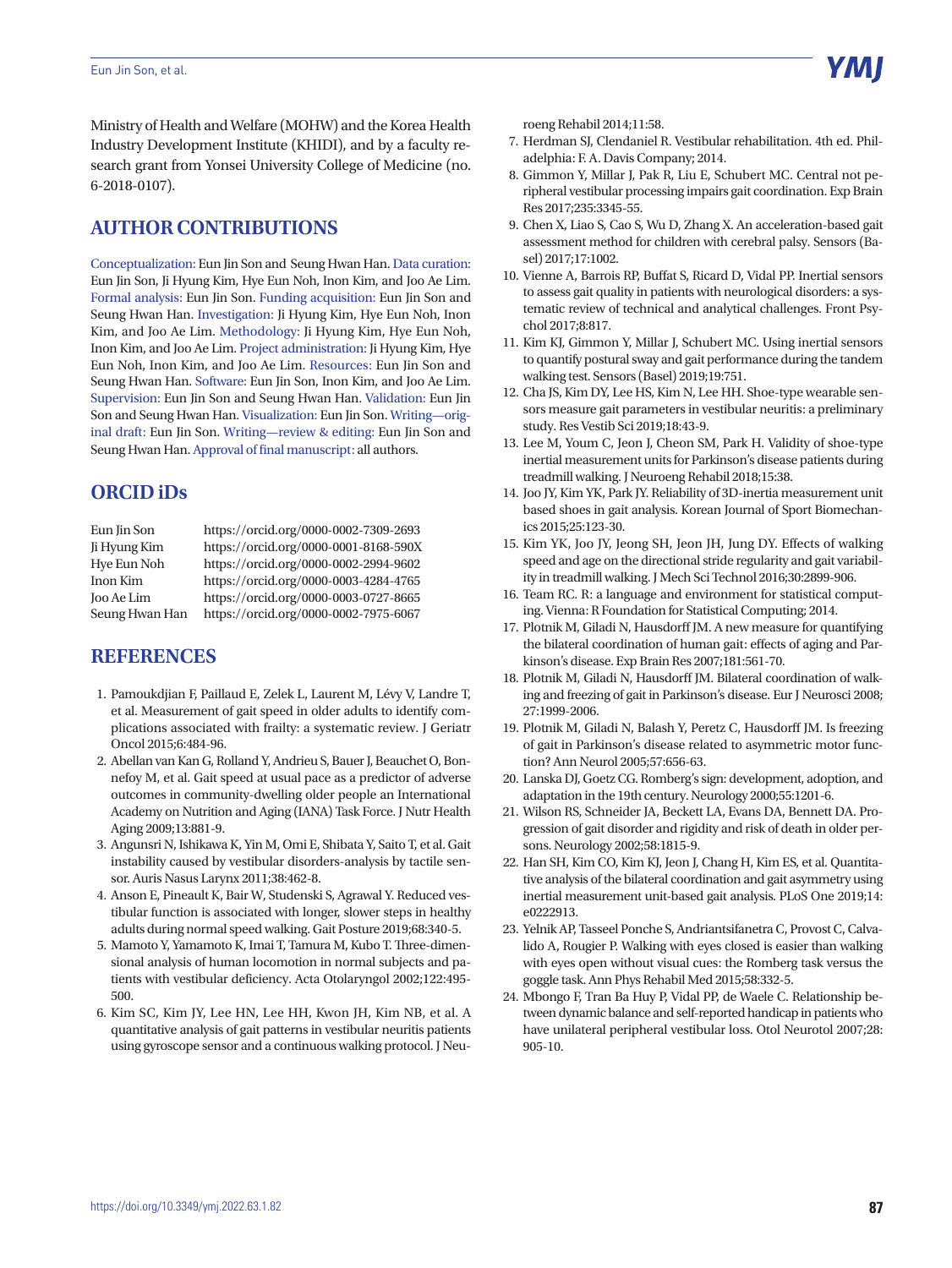Ministry of Health and Welfare (MOHW) and the Korea Health Industry Development Institute (KHIDI), and by a faculty research grant from Yonsei University College of Medicine (no. 6-2018-0107).

## AUTHOR CONTRIBUTIONS

Conceptualization: Eun Jin Son and Seung Hwan Han. Data curation: Eun Jin Son, Ji Hyung Kim, Hye Eun Noh, Inon Kim, and Joo Ae Lim. Formal analysis: Eun Jin Son. Funding acquisition: Eun Jin Son and Seung Hwan Han. Investigation: Ji Hyung Kim, Hye Eun Noh, Inon Kim, and Joo Ae Lim. Methodology: Ji Hyung Kim, Hye Eun Noh, Inon Kim, and Joo Ae Lim. Project administration: Ji Hyung Kim, Hye Eun Noh, Inon Kim, and Joo Ae Lim. Resources: Eun Jin Son and Seung Hwan Han. Software: Eun Jin Son, Inon Kim, and Joo Ae Lim. Supervision: Eun Jin Son and Seung Hwan Han. Validation: Eun Jin Son and Seung Hwan Han. Visualization: Eun Jin Son. Writing—original draft: Eun Jin Son. Writing—review & editing: Eun Jin Son and Seung Hwan Han. Approval of final manuscript: all authors.

## ORCID iDs

| | |
|---|---|
| Eun Jin Son | https://orcid.org/0000-0002-7309-2693 |
| Ji Hyung Kim | https://orcid.org/0000-0001-8168-590X |
| Hye Eun Noh | https://orcid.org/0000-0002-2994-9602 |
| Inon Kim | https://orcid.org/0000-0003-4284-4765 |
| Joo Ae Lim | https://orcid.org/0000-0003-0727-8665 |
| Seung Hwan Han | https://orcid.org/0000-0002-7975-6067 |

## REFERENCES

1. Pamoukdjian F, Paillaud E, Zelek L, Laurent M, Lévy V, Landre T, et al. Measurement of gait speed in older adults to identify complications associated with frailty: a systematic review. J Geriatr Oncol 2015;6:484-96.
2. Abellan van Kan G, Rolland Y, Andrieu S, Bauer J, Beauchet O, Bonnefoy M, et al. Gait speed at usual pace as a predictor of adverse outcomes in community-dwelling older people an International Academy on Nutrition and Aging (IANA) Task Force. J Nutr Health Aging 2009;13:881-9.
3. Angunsri N, Ishikawa K, Yin M, Omi E, Shibata Y, Saito T, et al. Gait instability caused by vestibular disorders-analysis by tactile sensor. Auris Nasus Larynx 2011;38:462-8.
4. Anson E, Pineault K, Bair W, Studenski S, Agrawal Y. Reduced vestibular function is associated with longer, slower steps in healthy adults during normal speed walking. Gait Posture 2019;68:340-5.
5. Mamoto Y, Yamamoto K, Imai T, Tamura M, Kubo T. Three-dimensional analysis of human locomotion in normal subjects and patients with vestibular deficiency. Acta Otolaryngol 2002;122:495-500.
6. Kim SC, Kim JY, Lee HN, Lee HH, Kwon JH, Kim NB, et al. A quantitative analysis of gait patterns in vestibular neuritis patients using gyroscope sensor and a continuous walking protocol. J Neuroeng Rehabil 2014;11:58.
7. Herdman SJ, Clendaniel R. Vestibular rehabilitation. 4th ed. Philadelphia: F. A. Davis Company; 2014.
8. Gimmon Y, Millar J, Pak R, Liu E, Schubert MC. Central not peripheral vestibular processing impairs gait coordination. Exp Brain Res 2017;235:3345-55.
9. Chen X, Liao S, Cao S, Wu D, Zhang X. An acceleration-based gait assessment method for children with cerebral palsy. Sensors (Basel) 2017;17:1002.
10. Vienne A, Barrois RP, Buffat S, Ricard D, Vidal PP. Inertial sensors to assess gait quality in patients with neurological disorders: a systematic review of technical and analytical challenges. Front Psychol 2017;8:817.
11. Kim KJ, Gimmon Y, Millar J, Schubert MC. Using inertial sensors to quantify postural sway and gait performance during the tandem walking test. Sensors (Basel) 2019;19:751.
12. Cha JS, Kim DY, Lee HS, Kim N, Lee HH. Shoe-type wearable sensors measure gait parameters in vestibular neuritis: a preliminary study. Res Vestib Sci 2019;18:43-9.
13. Lee M, Youm C, Jeon J, Cheon SM, Park H. Validity of shoe-type inertial measurement units for Parkinson's disease patients during treadmill walking. J Neuroeng Rehabil 2018;15:38.
14. Joo JY, Kim YK, Park JY. Reliability of 3D-inertia measurement unit based shoes in gait analysis. Korean Journal of Sport Biomechanics 2015;25:123-30.
15. Kim YK, Joo JY, Jeong SH, Jeon JH, Jung DY. Effects of walking speed and age on the directional stride regularity and gait variability in treadmill walking. J Mech Sci Technol 2016;30:2899-906.
16. Team RC. R: a language and environment for statistical computing. Vienna: R Foundation for Statistical Computing; 2014.
17. Plotnik M, Giladi N, Hausdorff JM. A new measure for quantifying the bilateral coordination of human gait: effects of aging and Parkinson's disease. Exp Brain Res 2007;181:561-70.
18. Plotnik M, Giladi N, Hausdorff JM. Bilateral coordination of walking and freezing of gait in Parkinson's disease. Eur J Neurosci 2008; 27:1999-2006.
19. Plotnik M, Giladi N, Balash Y, Peretz C, Hausdorff JM. Is freezing of gait in Parkinson's disease related to asymmetric motor function? Ann Neurol 2005;57:656-63.
20. Lanska DJ, Goetz CG. Romberg's sign: development, adoption, and adaptation in the 19th century. Neurology 2000;55:1201-6.
21. Wilson RS, Schneider JA, Beckett LA, Evans DA, Bennett DA. Progression of gait disorder and rigidity and risk of death in older persons. Neurology 2002;58:1815-9.
22. Han SH, Kim CO, Kim KJ, Jeon J, Chang H, Kim ES, et al. Quantitative analysis of the bilateral coordination and gait asymmetry using inertial measurement unit-based gait analysis. PLoS One 2019;14: e0222913.
23. Yelnik AP, Tasseel Ponche S, Andriantsifanetra C, Provost C, Calvalido A, Rougier P. Walking with eyes closed is easier than walking with eyes open without visual cues: the Romberg task versus the goggle task. Ann Phys Rehabil Med 2015;58:332-5.
24. Mbongo F, Tran Ba Huy P, Vidal PP, de Waele C. Relationship between dynamic balance and self-reported handicap in patients who have unilateral peripheral vestibular loss. Otol Neurotol 2007;28: 905-10.